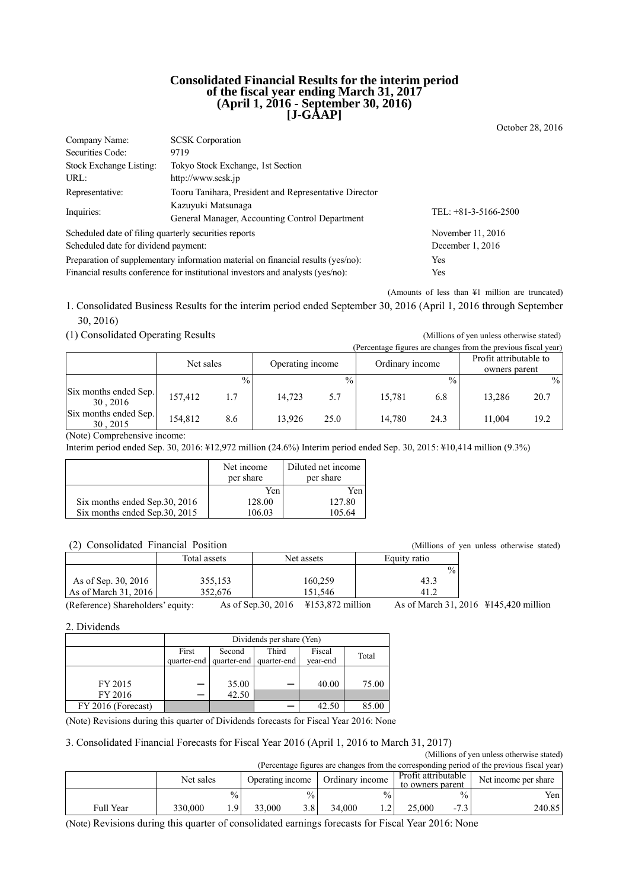# Consolidated Financial Results for the interim period of the fiscal year ending March 31, 2017 (April 1, 2016 - September 30, 2016) [J-GAAP]

October 28, 2016

| | | |
|---|---|---|
| Company Name: | SCSK Corporation | |
| Securities Code: | 9719 | |
| Stock Exchange Listing: | Tokyo Stock Exchange, 1st Section | |
| URL: | http://www.scsk.jp | |
| Representative: | Tooru Tanihara, President and Representative Director | |
| Inquiries: | Kazuyuki Matsunaga<br>General Manager, Accounting Control Department | TEL: +81-3-5166-2500 |
| Scheduled date of filing quarterly securities reports | | November 11, 2016 |
| Scheduled date for dividend payment: | | December 1, 2016 |
| Preparation of supplementary information material on financial results (yes/no): | | Yes |
| Financial results conference for institutional investors and analysts (yes/no): | | Yes |

(Amounts of less than ¥1 million are truncated)

## 1. Consolidated Business Results for the interim period ended September 30, 2016 (April 1, 2016 through September 30, 2016)

### (1) Consolidated Operating Results

(Millions of yen unless otherwise stated)

(Percentage figures are changes from the previous fiscal year)

| | Net sales | | Operating income | | Ordinary income | | Profit attributable to owners parent | |
|---|---|---|---|---|---|---|---|---|
| | | % | | % | | % | | % |
| Six months ended Sep. 30 , 2016 | 157,412 | 1.7 | 14,723 | 5.7 | 15,781 | 6.8 | 13,286 | 20.7 |
| Six months ended Sep. 30 , 2015 | 154,812 | 8.6 | 13,926 | 25.0 | 14,780 | 24.3 | 11,004 | 19.2 |

(Note) Comprehensive income:

Interim period ended Sep. 30, 2016: ¥12,972 million (24.6%) Interim period ended Sep. 30, 2015: ¥10,414 million (9.3%)

| | Net income per share | Diluted net income per share |
|---|---|---|
| | Yen | Yen |
| Six months ended Sep.30, 2016 | 128.00 | 127.80 |
| Six months ended Sep.30, 2015 | 106.03 | 105.64 |

### (2) Consolidated Financial Position

(Millions of yen unless otherwise stated)

| | Total assets | Net assets | Equity ratio |
|---|---|---|---|
| | | | % |
| As of Sep. 30, 2016 | 355,153 | 160,259 | 43.3 |
| As of March 31, 2016 | 352,676 | 151,546 | 41.2 |

(Reference) Shareholders' equity: As of Sep.30, 2016 ¥153,872 million As of March 31, 2016 ¥145,420 million

## 2. Dividends

| | Dividends per share (Yen) | | | | |
|---|---|---|---|---|---|
| | First quarter-end | Second quarter-end | Third quarter-end | Fiscal year-end | Total |
| FY 2015 | ー | 35.00 | ー | 40.00 | 75.00 |
| FY 2016 | ー | 42.50 | | | |
| FY 2016 (Forecast) | | | ー | 42.50 | 85.00 |

(Note) Revisions during this quarter of Dividends forecasts for Fiscal Year 2016: None

## 3. Consolidated Financial Forecasts for Fiscal Year 2016 (April 1, 2016 to March 31, 2017)

(Millions of yen unless otherwise stated)

(Percentage figures are changes from the corresponding period of the previous fiscal year)

| | Net sales | | Operating income | | Ordinary income | | Profit attributable to owners parent | | Net income per share |
|---|---|---|---|---|---|---|---|---|---|
| | | % | | % | | % | | % | Yen |
| Full Year | 330,000 | 1.9 | 33,000 | 3.8 | 34,000 | 1.2 | 25,000 | -7.3 | 240.85 |

(Note) Revisions during this quarter of consolidated earnings forecasts for Fiscal Year 2016: None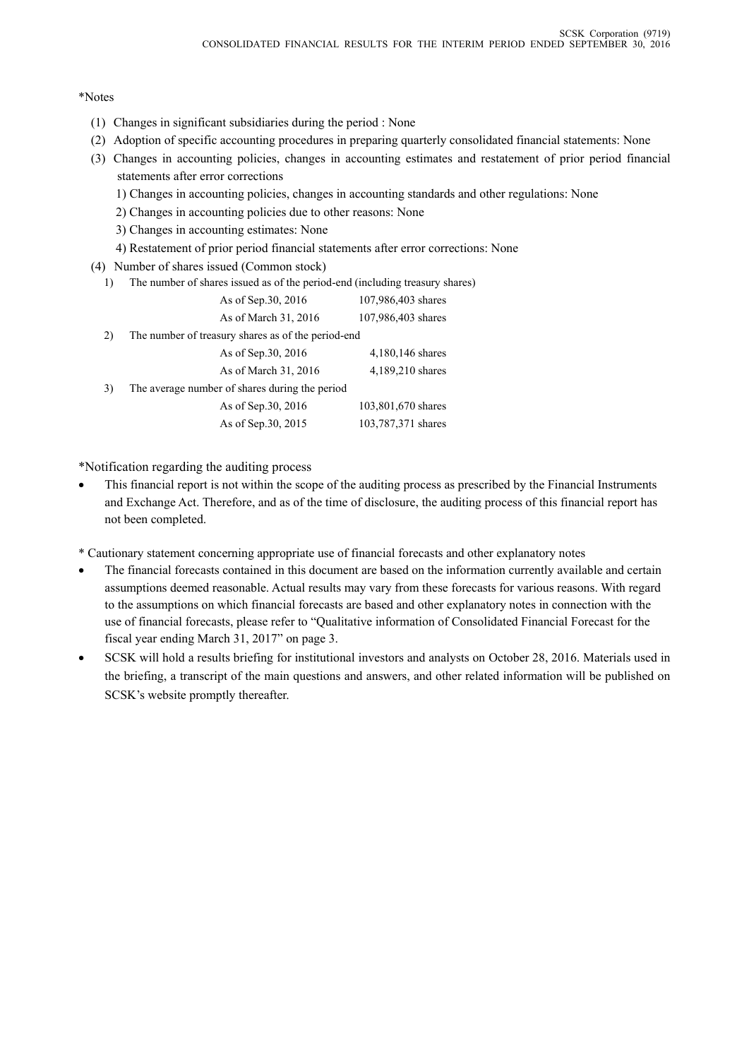*Notes

(1) Changes in significant subsidiaries during the period : None

(2) Adoption of specific accounting procedures in preparing quarterly consolidated financial statements: None

(3) Changes in accounting policies, changes in accounting estimates and restatement of prior period financial statements after error corrections

  1) Changes in accounting policies, changes in accounting standards and other regulations: None

  2) Changes in accounting policies due to other reasons: None

  3) Changes in accounting estimates: None

  4) Restatement of prior period financial statements after error corrections: None

(4) Number of shares issued (Common stock)

1) The number of shares issued as of the period-end (including treasury shares)

| | |
|---|---|
| As of Sep.30, 2016 | 107,986,403 shares |
| As of March 31, 2016 | 107,986,403 shares |

2) The number of treasury shares as of the period-end

| | |
|---|---|
| As of Sep.30, 2016 | 4,180,146 shares |
| As of March 31, 2016 | 4,189,210 shares |

3) The average number of shares during the period

| | |
|---|---|
| As of Sep.30, 2016 | 103,801,670 shares |
| As of Sep.30, 2015 | 103,787,371 shares |

*Notification regarding the auditing process

- This financial report is not within the scope of the auditing process as prescribed by the Financial Instruments and Exchange Act. Therefore, and as of the time of disclosure, the auditing process of this financial report has not been completed.

* Cautionary statement concerning appropriate use of financial forecasts and other explanatory notes

- The financial forecasts contained in this document are based on the information currently available and certain assumptions deemed reasonable. Actual results may vary from these forecasts for various reasons. With regard to the assumptions on which financial forecasts are based and other explanatory notes in connection with the use of financial forecasts, please refer to "Qualitative information of Consolidated Financial Forecast for the fiscal year ending March 31, 2017" on page 3.
- SCSK will hold a results briefing for institutional investors and analysts on October 28, 2016. Materials used in the briefing, a transcript of the main questions and answers, and other related information will be published on SCSK's website promptly thereafter.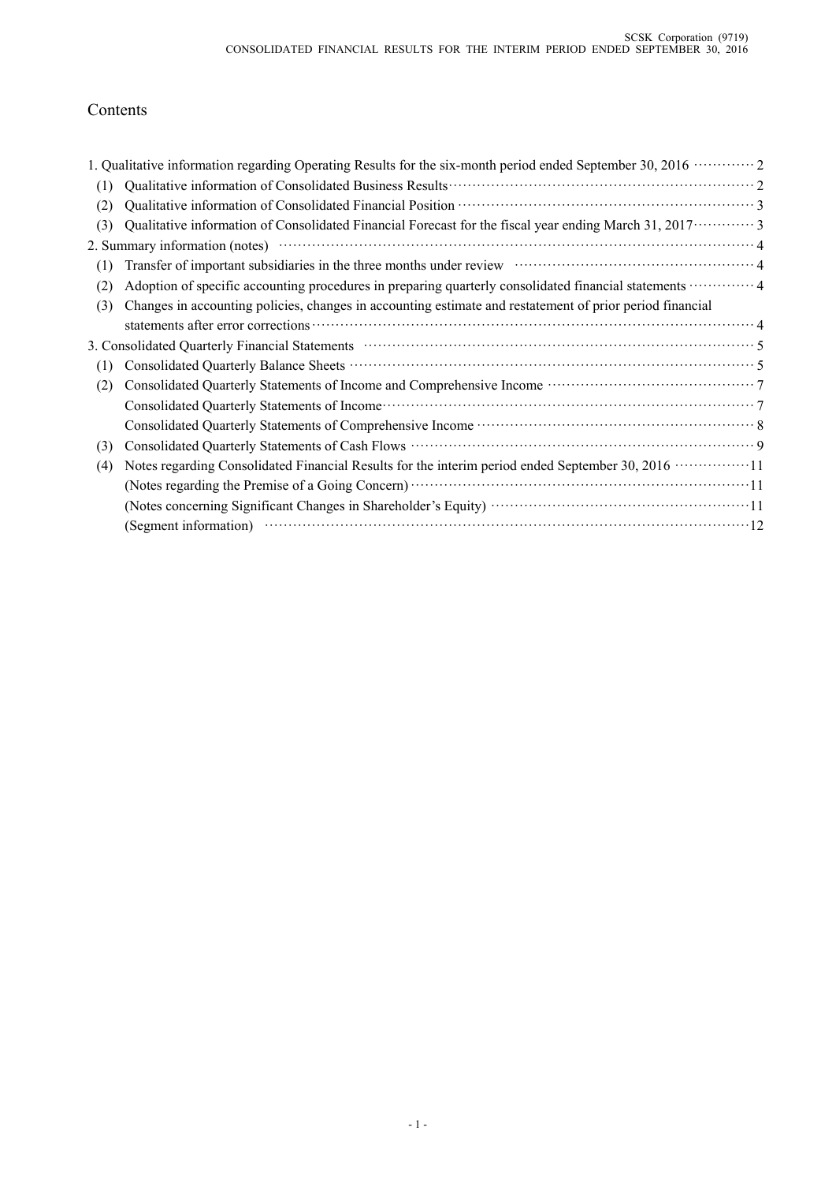# Contents

1. Qualitative information regarding Operating Results for the six-month period ended September 30, 2016 ············ 2
   (1) Qualitative information of Consolidated Business Results ············ 2
   (2) Qualitative information of Consolidated Financial Position ············ 3
   (3) Qualitative information of Consolidated Financial Forecast for the fiscal year ending March 31, 2017 ············ 3
2. Summary information (notes) ············ 4
   (1) Transfer of important subsidiaries in the three months under review ············ 4
   (2) Adoption of specific accounting procedures in preparing quarterly consolidated financial statements ············ 4
   (3) Changes in accounting policies, changes in accounting estimate and restatement of prior period financial statements after error corrections ············ 4
3. Consolidated Quarterly Financial Statements ············ 5
   (1) Consolidated Quarterly Balance Sheets ············ 5
   (2) Consolidated Quarterly Statements of Income and Comprehensive Income ············ 7
       Consolidated Quarterly Statements of Income ············ 7
       Consolidated Quarterly Statements of Comprehensive Income ············ 8
   (3) Consolidated Quarterly Statements of Cash Flows ············ 9
   (4) Notes regarding Consolidated Financial Results for the interim period ended September 30, 2016 ············ 11
       (Notes regarding the Premise of a Going Concern) ············ 11
       (Notes concerning Significant Changes in Shareholder's Equity) ············ 11
       (Segment information) ············ 12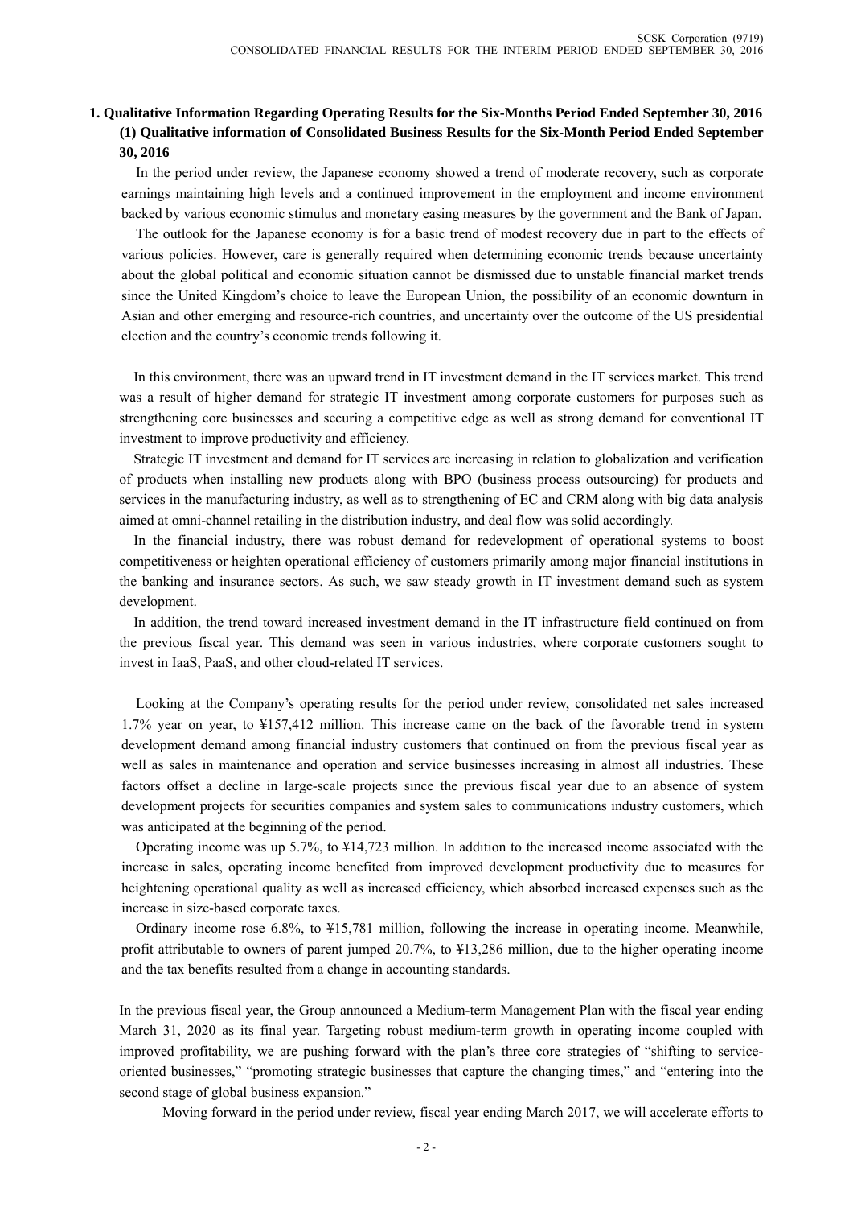## 1. Qualitative Information Regarding Operating Results for the Six-Months Period Ended September 30, 2016

### (1) Qualitative information of Consolidated Business Results for the Six-Month Period Ended September 30, 2016

In the period under review, the Japanese economy showed a trend of moderate recovery, such as corporate earnings maintaining high levels and a continued improvement in the employment and income environment backed by various economic stimulus and monetary easing measures by the government and the Bank of Japan.

The outlook for the Japanese economy is for a basic trend of modest recovery due in part to the effects of various policies. However, care is generally required when determining economic trends because uncertainty about the global political and economic situation cannot be dismissed due to unstable financial market trends since the United Kingdom's choice to leave the European Union, the possibility of an economic downturn in Asian and other emerging and resource-rich countries, and uncertainty over the outcome of the US presidential election and the country's economic trends following it.

In this environment, there was an upward trend in IT investment demand in the IT services market. This trend was a result of higher demand for strategic IT investment among corporate customers for purposes such as strengthening core businesses and securing a competitive edge as well as strong demand for conventional IT investment to improve productivity and efficiency.

Strategic IT investment and demand for IT services are increasing in relation to globalization and verification of products when installing new products along with BPO (business process outsourcing) for products and services in the manufacturing industry, as well as to strengthening of EC and CRM along with big data analysis aimed at omni-channel retailing in the distribution industry, and deal flow was solid accordingly.

In the financial industry, there was robust demand for redevelopment of operational systems to boost competitiveness or heighten operational efficiency of customers primarily among major financial institutions in the banking and insurance sectors. As such, we saw steady growth in IT investment demand such as system development.

In addition, the trend toward increased investment demand in the IT infrastructure field continued on from the previous fiscal year. This demand was seen in various industries, where corporate customers sought to invest in IaaS, PaaS, and other cloud-related IT services.

Looking at the Company's operating results for the period under review, consolidated net sales increased 1.7% year on year, to ¥157,412 million. This increase came on the back of the favorable trend in system development demand among financial industry customers that continued on from the previous fiscal year as well as sales in maintenance and operation and service businesses increasing in almost all industries. These factors offset a decline in large-scale projects since the previous fiscal year due to an absence of system development projects for securities companies and system sales to communications industry customers, which was anticipated at the beginning of the period.

Operating income was up 5.7%, to ¥14,723 million. In addition to the increased income associated with the increase in sales, operating income benefited from improved development productivity due to measures for heightening operational quality as well as increased efficiency, which absorbed increased expenses such as the increase in size-based corporate taxes.

Ordinary income rose 6.8%, to ¥15,781 million, following the increase in operating income. Meanwhile, profit attributable to owners of parent jumped 20.7%, to ¥13,286 million, due to the higher operating income and the tax benefits resulted from a change in accounting standards.

In the previous fiscal year, the Group announced a Medium-term Management Plan with the fiscal year ending March 31, 2020 as its final year. Targeting robust medium-term growth in operating income coupled with improved profitability, we are pushing forward with the plan's three core strategies of "shifting to service-oriented businesses," "promoting strategic businesses that capture the changing times," and "entering into the second stage of global business expansion."

Moving forward in the period under review, fiscal year ending March 2017, we will accelerate efforts to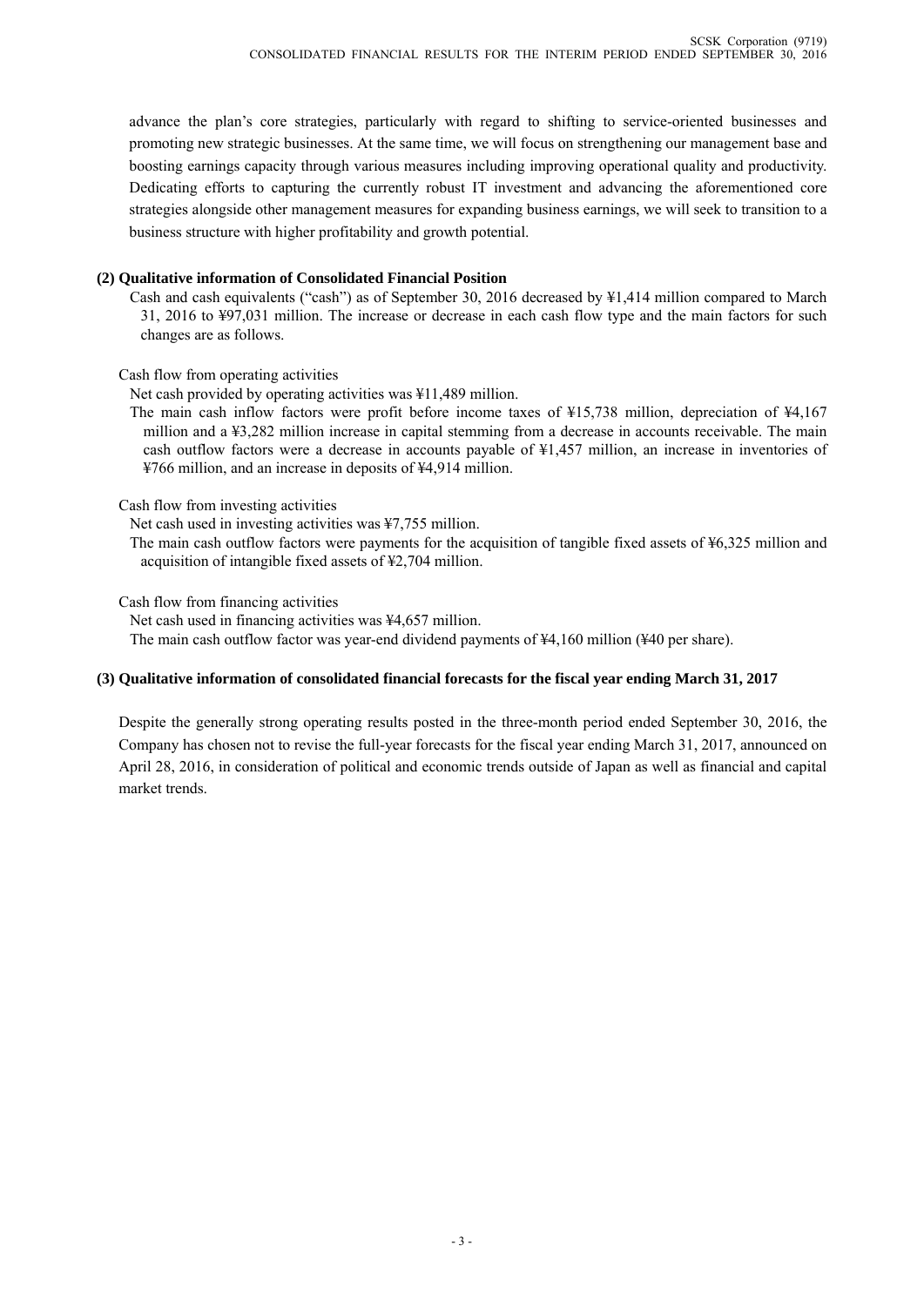advance the plan's core strategies, particularly with regard to shifting to service-oriented businesses and promoting new strategic businesses. At the same time, we will focus on strengthening our management base and boosting earnings capacity through various measures including improving operational quality and productivity. Dedicating efforts to capturing the currently robust IT investment and advancing the aforementioned core strategies alongside other management measures for expanding business earnings, we will seek to transition to a business structure with higher profitability and growth potential.

**(2) Qualitative information of Consolidated Financial Position**

Cash and cash equivalents ("cash") as of September 30, 2016 decreased by ¥1,414 million compared to March 31, 2016 to ¥97,031 million. The increase or decrease in each cash flow type and the main factors for such changes are as follows.

Cash flow from operating activities

Net cash provided by operating activities was ¥11,489 million.

The main cash inflow factors were profit before income taxes of ¥15,738 million, depreciation of ¥4,167 million and a ¥3,282 million increase in capital stemming from a decrease in accounts receivable. The main cash outflow factors were a decrease in accounts payable of ¥1,457 million, an increase in inventories of ¥766 million, and an increase in deposits of ¥4,914 million.

Cash flow from investing activities

Net cash used in investing activities was ¥7,755 million.

The main cash outflow factors were payments for the acquisition of tangible fixed assets of ¥6,325 million and acquisition of intangible fixed assets of ¥2,704 million.

Cash flow from financing activities

Net cash used in financing activities was ¥4,657 million.

The main cash outflow factor was year-end dividend payments of ¥4,160 million (¥40 per share).

**(3) Qualitative information of consolidated financial forecasts for the fiscal year ending March 31, 2017**

Despite the generally strong operating results posted in the three-month period ended September 30, 2016, the Company has chosen not to revise the full-year forecasts for the fiscal year ending March 31, 2017, announced on April 28, 2016, in consideration of political and economic trends outside of Japan as well as financial and capital market trends.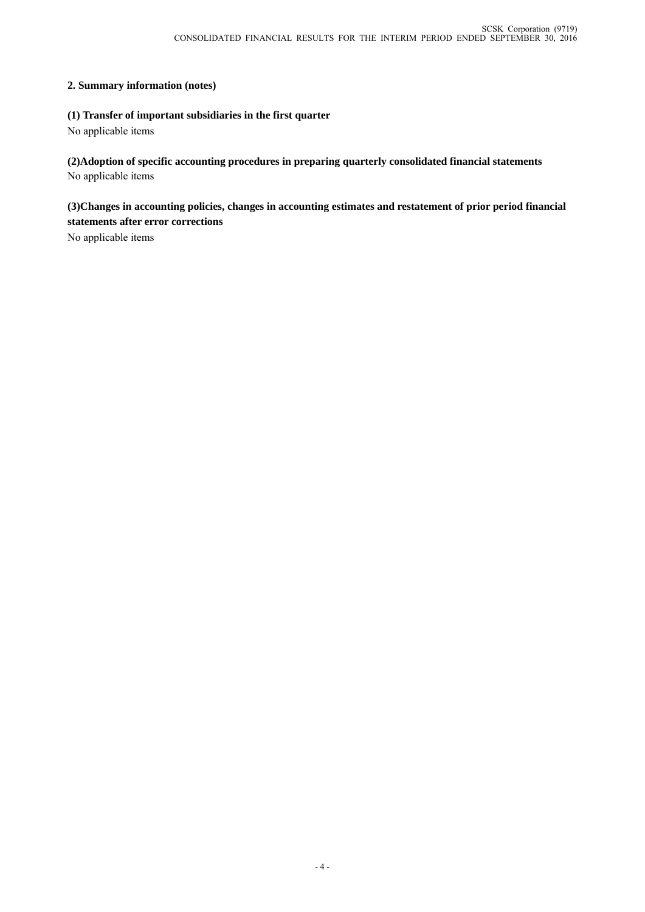## 2. Summary information (notes)

### (1) Transfer of important subsidiaries in the first quarter

No applicable items

### (2)Adoption of specific accounting procedures in preparing quarterly consolidated financial statements

No applicable items

### (3)Changes in accounting policies, changes in accounting estimates and restatement of prior period financial statements after error corrections

No applicable items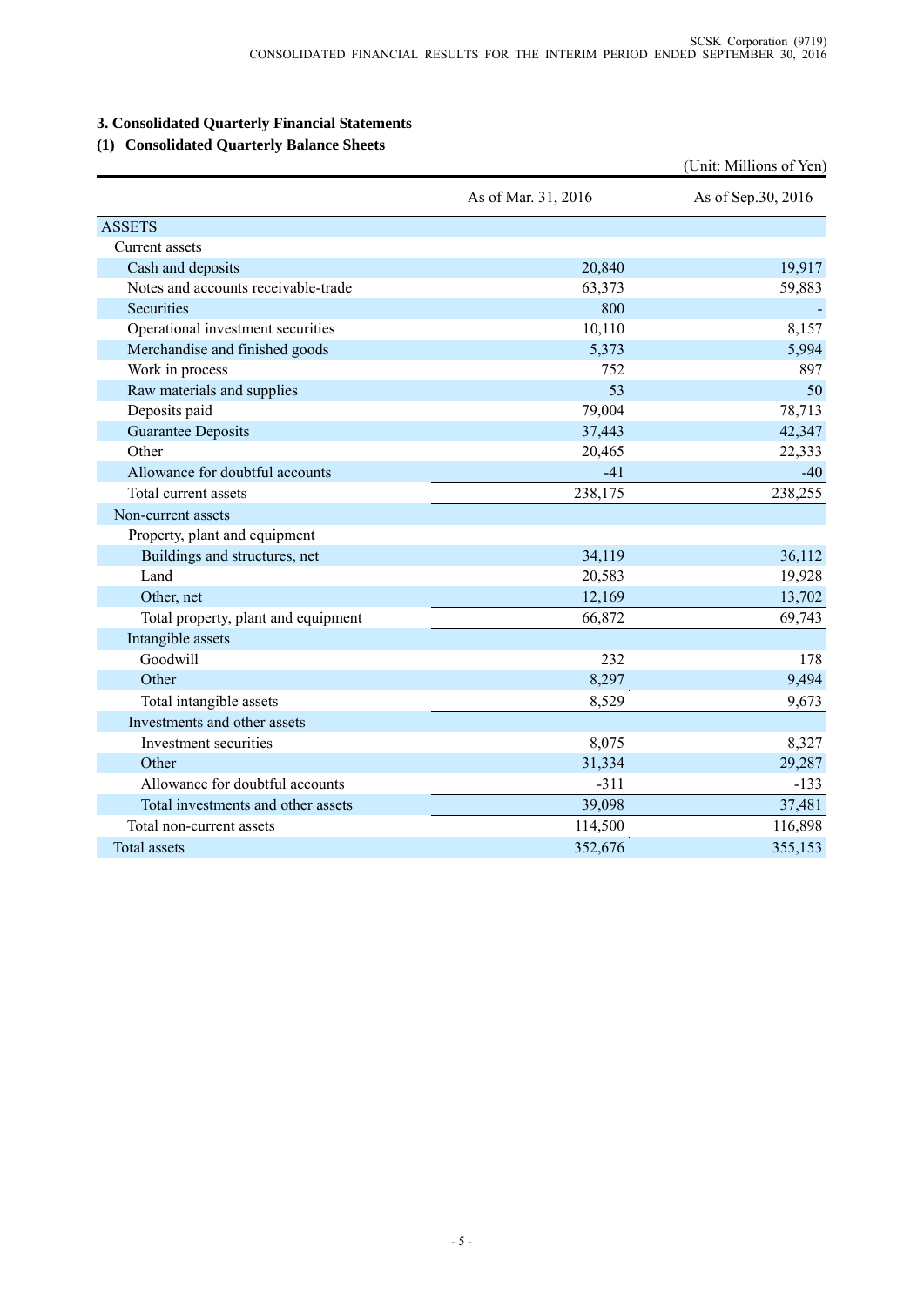### 3. Consolidated Quarterly Financial Statements

### (1) Consolidated Quarterly Balance Sheets

(Unit: Millions of Yen)

| | As of Mar. 31, 2016 | As of Sep.30, 2016 |
|---|---|---|
| ASSETS | | |
| Current assets | | |
| Cash and deposits | 20,840 | 19,917 |
| Notes and accounts receivable-trade | 63,373 | 59,883 |
| Securities | 800 | - |
| Operational investment securities | 10,110 | 8,157 |
| Merchandise and finished goods | 5,373 | 5,994 |
| Work in process | 752 | 897 |
| Raw materials and supplies | 53 | 50 |
| Deposits paid | 79,004 | 78,713 |
| Guarantee Deposits | 37,443 | 42,347 |
| Other | 20,465 | 22,333 |
| Allowance for doubtful accounts | -41 | -40 |
| Total current assets | 238,175 | 238,255 |
| Non-current assets | | |
| Property, plant and equipment | | |
| Buildings and structures, net | 34,119 | 36,112 |
| Land | 20,583 | 19,928 |
| Other, net | 12,169 | 13,702 |
| Total property, plant and equipment | 66,872 | 69,743 |
| Intangible assets | | |
| Goodwill | 232 | 178 |
| Other | 8,297 | 9,494 |
| Total intangible assets | 8,529 | 9,673 |
| Investments and other assets | | |
| Investment securities | 8,075 | 8,327 |
| Other | 31,334 | 29,287 |
| Allowance for doubtful accounts | -311 | -133 |
| Total investments and other assets | 39,098 | 37,481 |
| Total non-current assets | 114,500 | 116,898 |
| Total assets | 352,676 | 355,153 |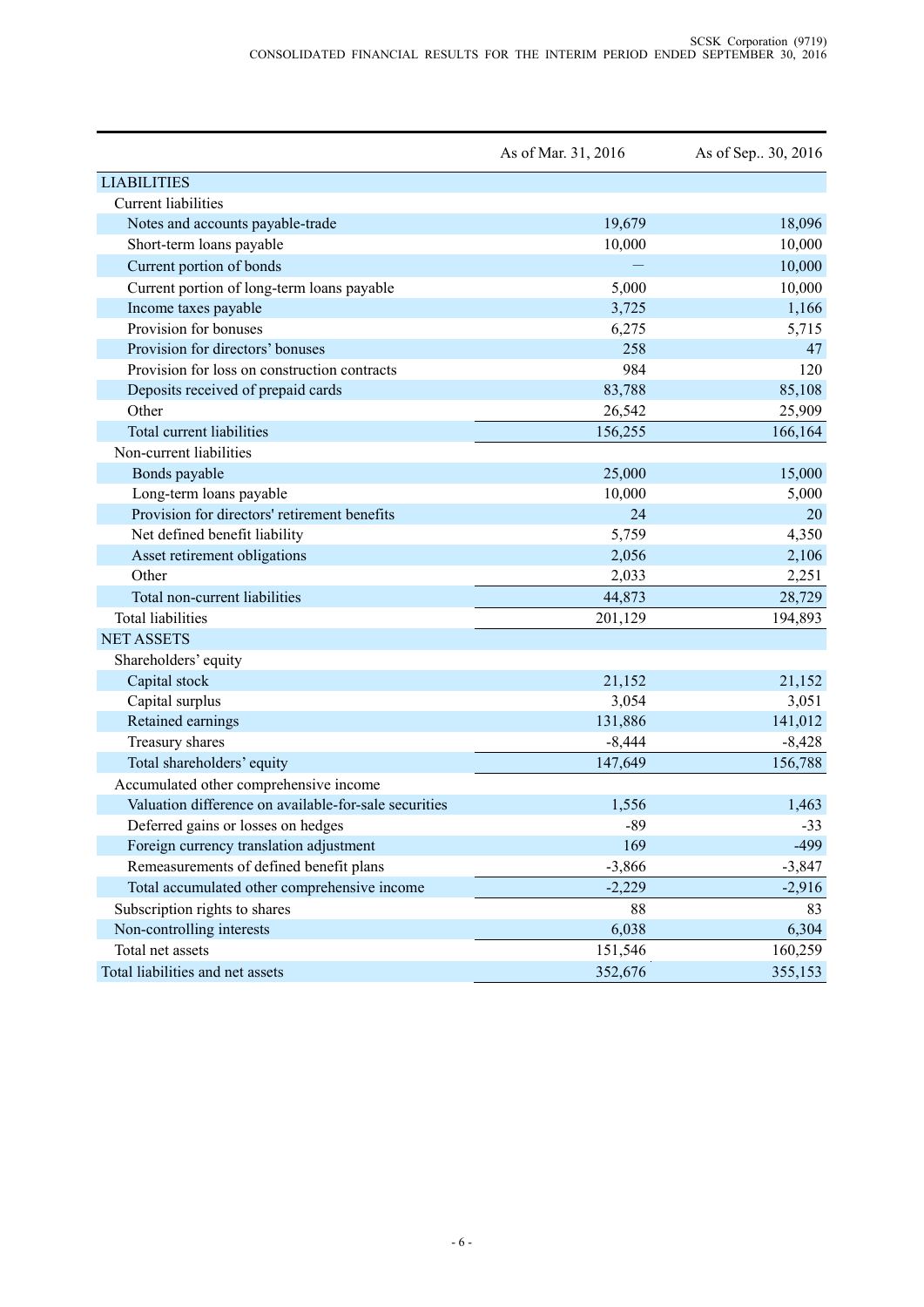| | As of Mar. 31, 2016 | As of Sep.. 30, 2016 |
|---|---|---|
| LIABILITIES | | |
| Current liabilities | | |
| Notes and accounts payable-trade | 19,679 | 18,096 |
| Short-term loans payable | 10,000 | 10,000 |
| Current portion of bonds | — | 10,000 |
| Current portion of long-term loans payable | 5,000 | 10,000 |
| Income taxes payable | 3,725 | 1,166 |
| Provision for bonuses | 6,275 | 5,715 |
| Provision for directors' bonuses | 258 | 47 |
| Provision for loss on construction contracts | 984 | 120 |
| Deposits received of prepaid cards | 83,788 | 85,108 |
| Other | 26,542 | 25,909 |
| Total current liabilities | 156,255 | 166,164 |
| Non-current liabilities | | |
| Bonds payable | 25,000 | 15,000 |
| Long-term loans payable | 10,000 | 5,000 |
| Provision for directors' retirement benefits | 24 | 20 |
| Net defined benefit liability | 5,759 | 4,350 |
| Asset retirement obligations | 2,056 | 2,106 |
| Other | 2,033 | 2,251 |
| Total non-current liabilities | 44,873 | 28,729 |
| Total liabilities | 201,129 | 194,893 |
| NET ASSETS | | |
| Shareholders' equity | | |
| Capital stock | 21,152 | 21,152 |
| Capital surplus | 3,054 | 3,051 |
| Retained earnings | 131,886 | 141,012 |
| Treasury shares | -8,444 | -8,428 |
| Total shareholders' equity | 147,649 | 156,788 |
| Accumulated other comprehensive income | | |
| Valuation difference on available-for-sale securities | 1,556 | 1,463 |
| Deferred gains or losses on hedges | -89 | -33 |
| Foreign currency translation adjustment | 169 | -499 |
| Remeasurements of defined benefit plans | -3,866 | -3,847 |
| Total accumulated other comprehensive income | -2,229 | -2,916 |
| Subscription rights to shares | 88 | 83 |
| Non-controlling interests | 6,038 | 6,304 |
| Total net assets | 151,546 | 160,259 |
| Total liabilities and net assets | 352,676 | 355,153 |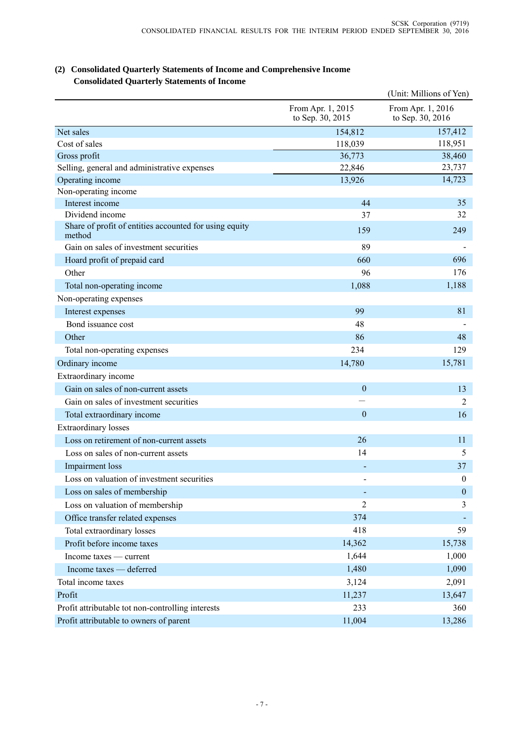### (2) Consolidated Quarterly Statements of Income and Comprehensive Income
#### Consolidated Quarterly Statements of Income

(Unit: Millions of Yen)

| | From Apr. 1, 2015 to Sep. 30, 2015 | From Apr. 1, 2016 to Sep. 30, 2016 |
|---|---|---|
| Net sales | 154,812 | 157,412 |
| Cost of sales | 118,039 | 118,951 |
| Gross profit | 36,773 | 38,460 |
| Selling, general and administrative expenses | 22,846 | 23,737 |
| Operating income | 13,926 | 14,723 |
| Non-operating income | | |
| Interest income | 44 | 35 |
| Dividend income | 37 | 32 |
| Share of profit of entities accounted for using equity method | 159 | 249 |
| Gain on sales of investment securities | 89 | - |
| Hoard profit of prepaid card | 660 | 696 |
| Other | 96 | 176 |
| Total non-operating income | 1,088 | 1,188 |
| Non-operating expenses | | |
| Interest expenses | 99 | 81 |
| Bond issuance cost | 48 | - |
| Other | 86 | 48 |
| Total non-operating expenses | 234 | 129 |
| Ordinary income | 14,780 | 15,781 |
| Extraordinary income | | |
| Gain on sales of non-current assets | 0 | 13 |
| Gain on sales of investment securities | — | 2 |
| Total extraordinary income | 0 | 16 |
| Extraordinary losses | | |
| Loss on retirement of non-current assets | 26 | 11 |
| Loss on sales of non-current assets | 14 | 5 |
| Impairment loss | - | 37 |
| Loss on valuation of investment securities | - | 0 |
| Loss on sales of membership | - | 0 |
| Loss on valuation of membership | 2 | 3 |
| Office transfer related expenses | 374 | - |
| Total extraordinary losses | 418 | 59 |
| Profit before income taxes | 14,362 | 15,738 |
| Income taxes — current | 1,644 | 1,000 |
| Income taxes — deferred | 1,480 | 1,090 |
| Total income taxes | 3,124 | 2,091 |
| Profit | 11,237 | 13,647 |
| Profit attributable tot non-controlling interests | 233 | 360 |
| Profit attributable to owners of parent | 11,004 | 13,286 |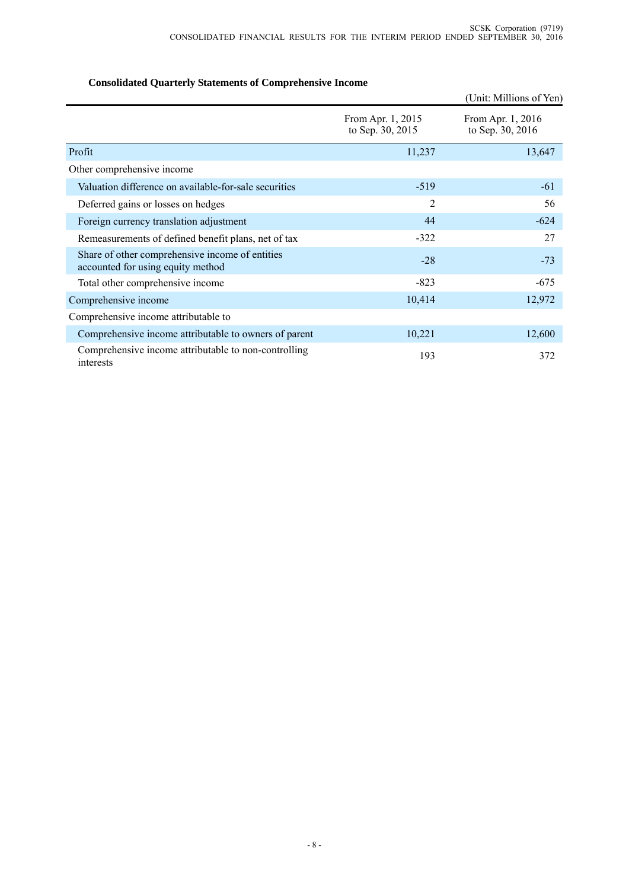### Consolidated Quarterly Statements of Comprehensive Income

(Unit: Millions of Yen)

| | From Apr. 1, 2015 to Sep. 30, 2015 | From Apr. 1, 2016 to Sep. 30, 2016 |
|---|---|---|
| Profit | 11,237 | 13,647 |
| Other comprehensive income | | |
| Valuation difference on available-for-sale securities | -519 | -61 |
| Deferred gains or losses on hedges | 2 | 56 |
| Foreign currency translation adjustment | 44 | -624 |
| Remeasurements of defined benefit plans, net of tax | -322 | 27 |
| Share of other comprehensive income of entities accounted for using equity method | -28 | -73 |
| Total other comprehensive income | -823 | -675 |
| Comprehensive income | 10,414 | 12,972 |
| Comprehensive income attributable to | | |
| Comprehensive income attributable to owners of parent | 10,221 | 12,600 |
| Comprehensive income attributable to non-controlling interests | 193 | 372 |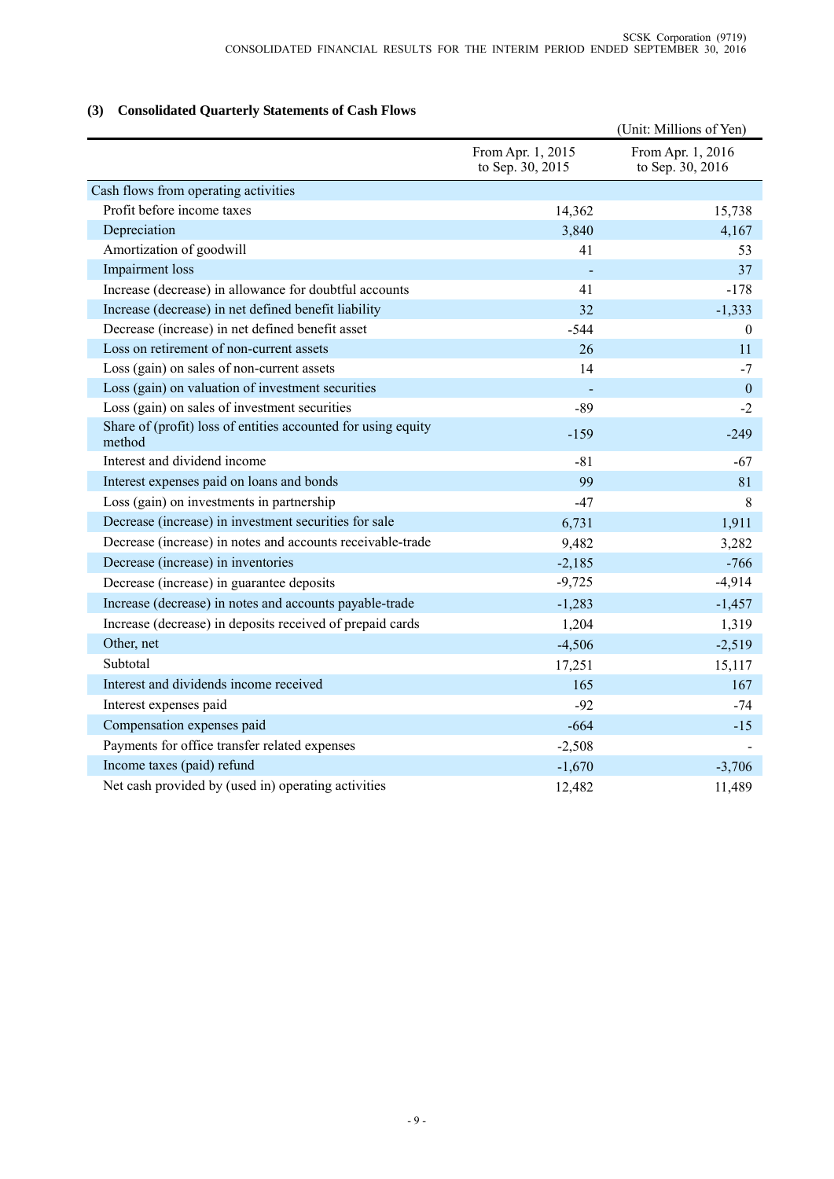### (3) Consolidated Quarterly Statements of Cash Flows

(Unit: Millions of Yen)

| | From Apr. 1, 2015 to Sep. 30, 2015 | From Apr. 1, 2016 to Sep. 30, 2016 |
|---|---|---|
| Cash flows from operating activities | | |
| Profit before income taxes | 14,362 | 15,738 |
| Depreciation | 3,840 | 4,167 |
| Amortization of goodwill | 41 | 53 |
| Impairment loss | - | 37 |
| Increase (decrease) in allowance for doubtful accounts | 41 | -178 |
| Increase (decrease) in net defined benefit liability | 32 | -1,333 |
| Decrease (increase) in net defined benefit asset | -544 | 0 |
| Loss on retirement of non-current assets | 26 | 11 |
| Loss (gain) on sales of non-current assets | 14 | -7 |
| Loss (gain) on valuation of investment securities | - | 0 |
| Loss (gain) on sales of investment securities | -89 | -2 |
| Share of (profit) loss of entities accounted for using equity method | -159 | -249 |
| Interest and dividend income | -81 | -67 |
| Interest expenses paid on loans and bonds | 99 | 81 |
| Loss (gain) on investments in partnership | -47 | 8 |
| Decrease (increase) in investment securities for sale | 6,731 | 1,911 |
| Decrease (increase) in notes and accounts receivable-trade | 9,482 | 3,282 |
| Decrease (increase) in inventories | -2,185 | -766 |
| Decrease (increase) in guarantee deposits | -9,725 | -4,914 |
| Increase (decrease) in notes and accounts payable-trade | -1,283 | -1,457 |
| Increase (decrease) in deposits received of prepaid cards | 1,204 | 1,319 |
| Other, net | -4,506 | -2,519 |
| Subtotal | 17,251 | 15,117 |
| Interest and dividends income received | 165 | 167 |
| Interest expenses paid | -92 | -74 |
| Compensation expenses paid | -664 | -15 |
| Payments for office transfer related expenses | -2,508 | - |
| Income taxes (paid) refund | -1,670 | -3,706 |
| Net cash provided by (used in) operating activities | 12,482 | 11,489 |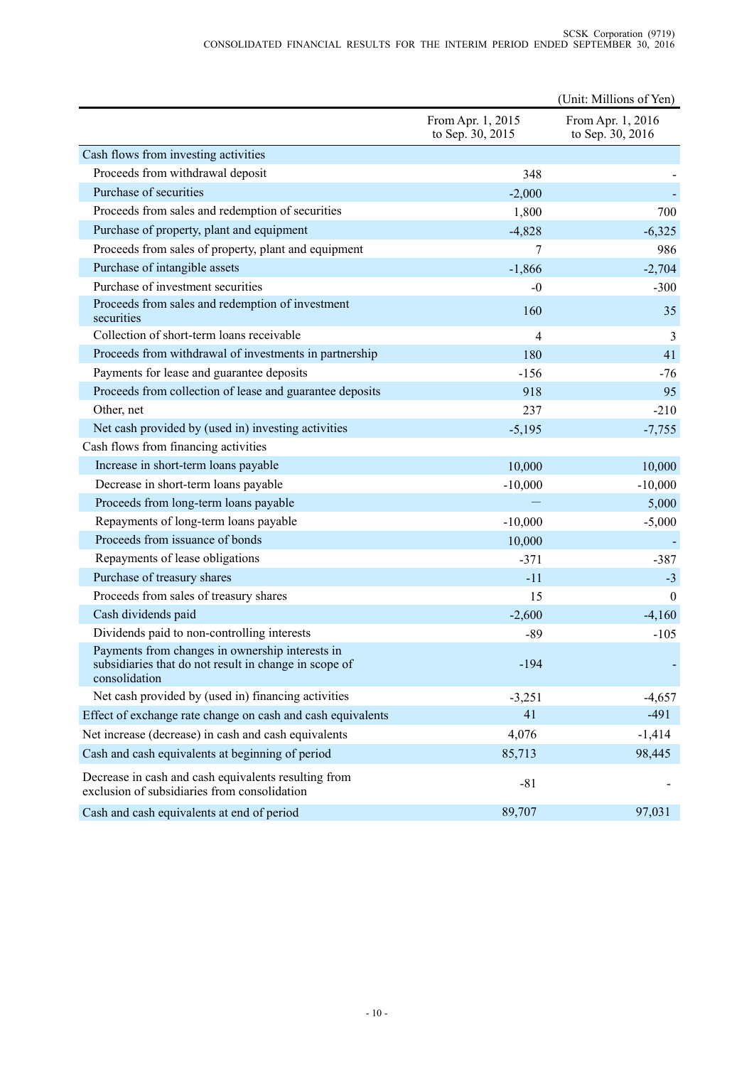(Unit: Millions of Yen)

| | From Apr. 1, 2015 to Sep. 30, 2015 | From Apr. 1, 2016 to Sep. 30, 2016 |
|---|---|---|
| Cash flows from investing activities | | |
| Proceeds from withdrawal deposit | 348 | - |
| Purchase of securities | -2,000 | - |
| Proceeds from sales and redemption of securities | 1,800 | 700 |
| Purchase of property, plant and equipment | -4,828 | -6,325 |
| Proceeds from sales of property, plant and equipment | 7 | 986 |
| Purchase of intangible assets | -1,866 | -2,704 |
| Purchase of investment securities | -0 | -300 |
| Proceeds from sales and redemption of investment securities | 160 | 35 |
| Collection of short-term loans receivable | 4 | 3 |
| Proceeds from withdrawal of investments in partnership | 180 | 41 |
| Payments for lease and guarantee deposits | -156 | -76 |
| Proceeds from collection of lease and guarantee deposits | 918 | 95 |
| Other, net | 237 | -210 |
| Net cash provided by (used in) investing activities | -5,195 | -7,755 |
| Cash flows from financing activities | | |
| Increase in short-term loans payable | 10,000 | 10,000 |
| Decrease in short-term loans payable | -10,000 | -10,000 |
| Proceeds from long-term loans payable | — | 5,000 |
| Repayments of long-term loans payable | -10,000 | -5,000 |
| Proceeds from issuance of bonds | 10,000 | - |
| Repayments of lease obligations | -371 | -387 |
| Purchase of treasury shares | -11 | -3 |
| Proceeds from sales of treasury shares | 15 | 0 |
| Cash dividends paid | -2,600 | -4,160 |
| Dividends paid to non-controlling interests | -89 | -105 |
| Payments from changes in ownership interests in subsidiaries that do not result in change in scope of consolidation | -194 | - |
| Net cash provided by (used in) financing activities | -3,251 | -4,657 |
| Effect of exchange rate change on cash and cash equivalents | 41 | -491 |
| Net increase (decrease) in cash and cash equivalents | 4,076 | -1,414 |
| Cash and cash equivalents at beginning of period | 85,713 | 98,445 |
| Decrease in cash and cash equivalents resulting from exclusion of subsidiaries from consolidation | -81 | - |
| Cash and cash equivalents at end of period | 89,707 | 97,031 |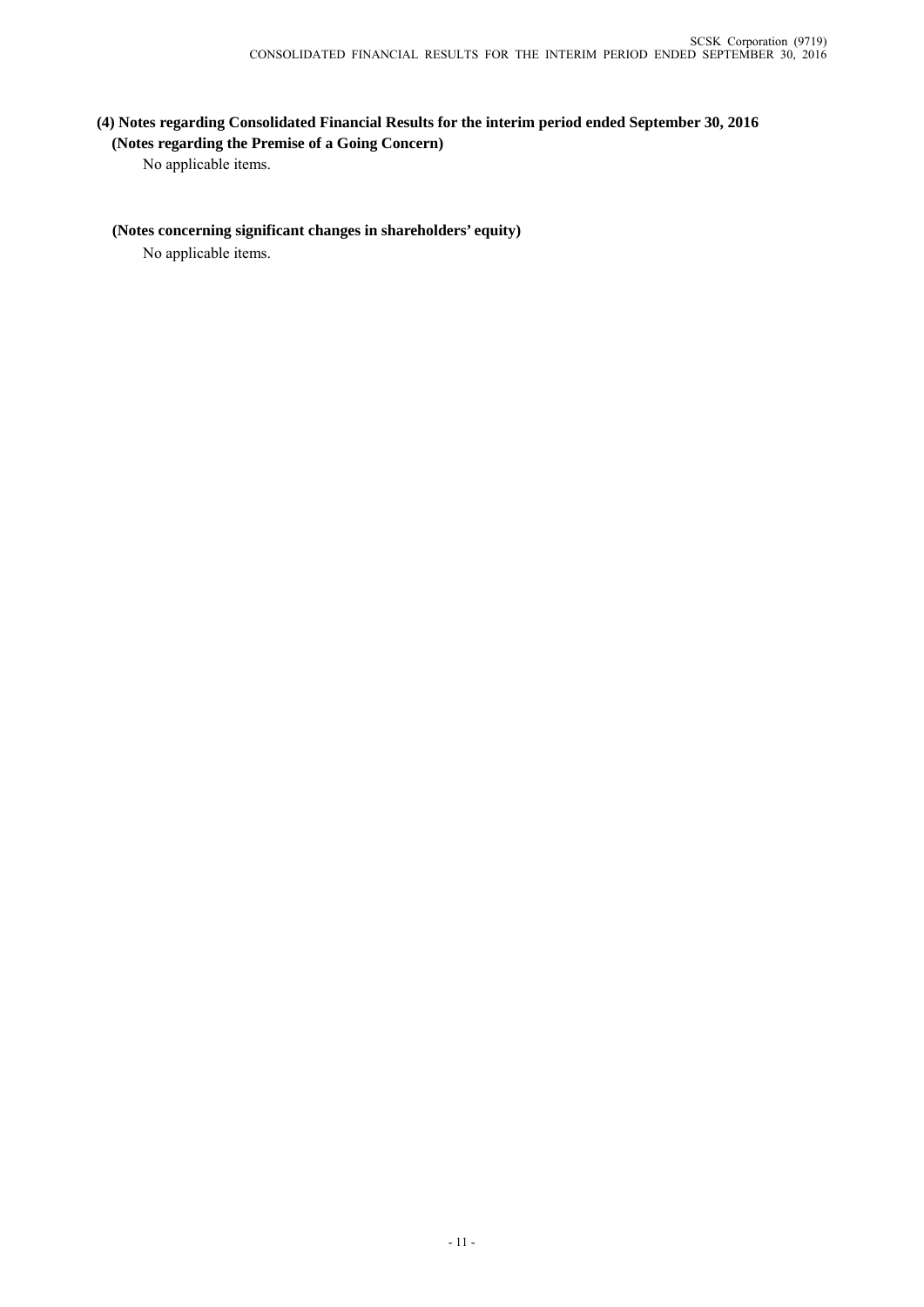### (4) Notes regarding Consolidated Financial Results for the interim period ended September 30, 2016

**(Notes regarding the Premise of a Going Concern)**

No applicable items.

**(Notes concerning significant changes in shareholders' equity)**

No applicable items.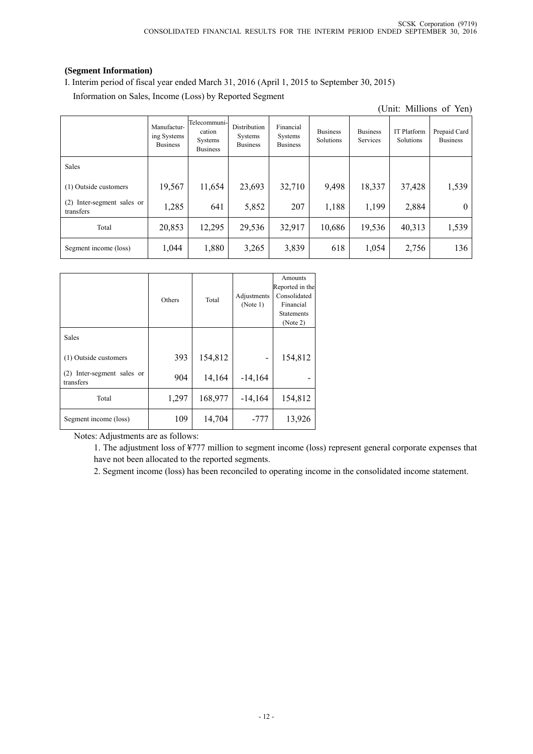**(Segment Information)**

I. Interim period of fiscal year ended March 31, 2016 (April 1, 2015 to September 30, 2015)

Information on Sales, Income (Loss) by Reported Segment

(Unit: Millions of Yen)

| | Manufacturing Systems Business | Telecommunication Systems Business | Distribution Systems Business | Financial Systems Business | Business Solutions | Business Services | IT Platform Solutions | Prepaid Card Business |
|---|---|---|---|---|---|---|---|---|
| Sales | | | | | | | | |
| (1) Outside customers | 19,567 | 11,654 | 23,693 | 32,710 | 9,498 | 18,337 | 37,428 | 1,539 |
| (2) Inter-segment sales or transfers | 1,285 | 641 | 5,852 | 207 | 1,188 | 1,199 | 2,884 | 0 |
| Total | 20,853 | 12,295 | 29,536 | 32,917 | 10,686 | 19,536 | 40,313 | 1,539 |
| Segment income (loss) | 1,044 | 1,880 | 3,265 | 3,839 | 618 | 1,054 | 2,756 | 136 |

| | Others | Total | Adjustments (Note 1) | Amounts Reported in the Consolidated Financial Statements (Note 2) |
|---|---|---|---|---|
| Sales | | | | |
| (1) Outside customers | 393 | 154,812 | - | 154,812 |
| (2) Inter-segment sales or transfers | 904 | 14,164 | -14,164 | - |
| Total | 1,297 | 168,977 | -14,164 | 154,812 |
| Segment income (loss) | 109 | 14,704 | -777 | 13,926 |

Notes: Adjustments are as follows:

1. The adjustment loss of ¥777 million to segment income (loss) represent general corporate expenses that have not been allocated to the reported segments.
2. Segment income (loss) has been reconciled to operating income in the consolidated income statement.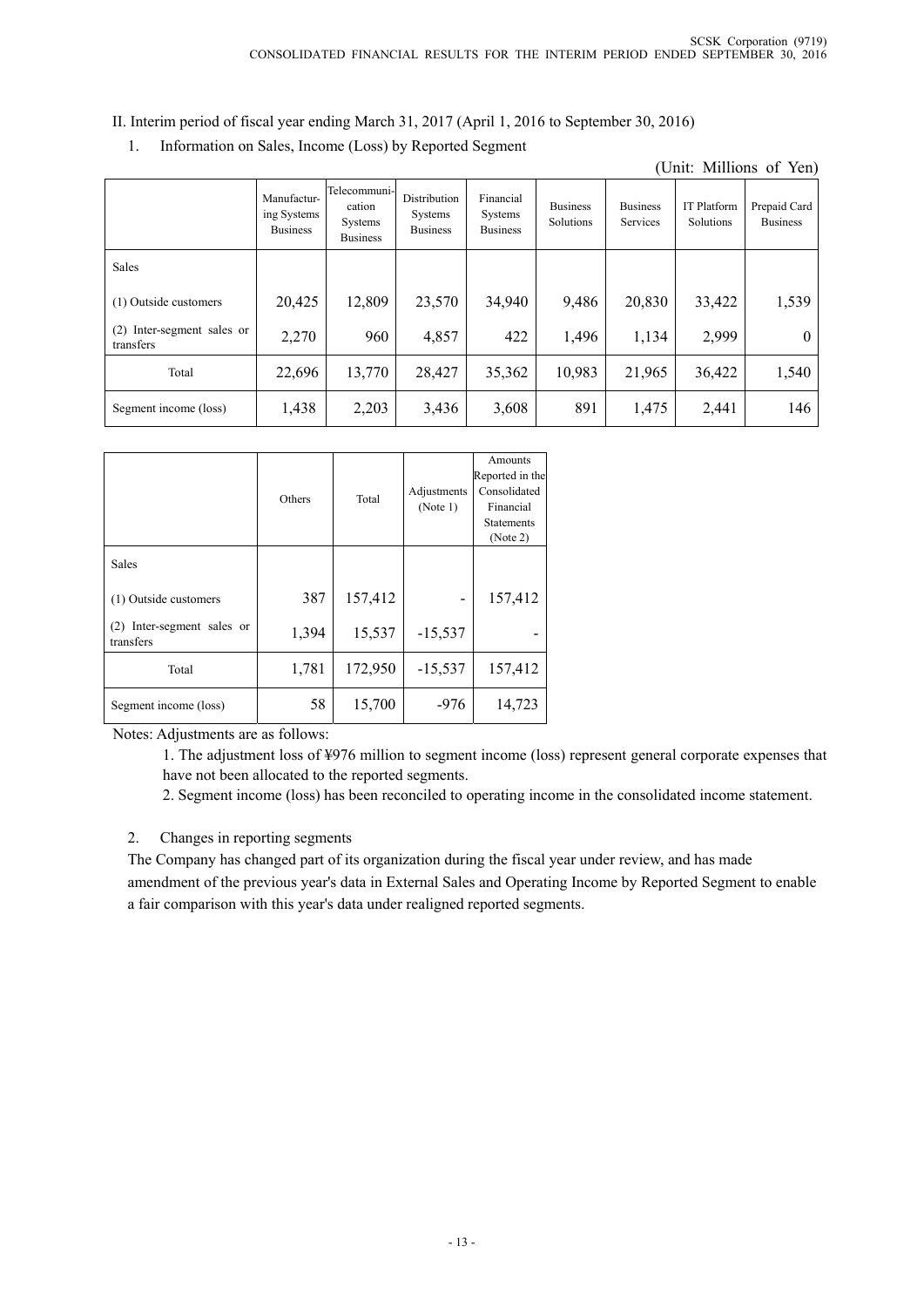II. Interim period of fiscal year ending March 31, 2017 (April 1, 2016 to September 30, 2016)

1. Information on Sales, Income (Loss) by Reported Segment

(Unit: Millions of Yen)

| | Manufacturing Systems Business | Telecommunication Systems Business | Distribution Systems Business | Financial Systems Business | Business Solutions | Business Services | IT Platform Solutions | Prepaid Card Business |
|---|---|---|---|---|---|---|---|---|
| Sales | | | | | | | | |
| (1) Outside customers | 20,425 | 12,809 | 23,570 | 34,940 | 9,486 | 20,830 | 33,422 | 1,539 |
| (2) Inter-segment sales or transfers | 2,270 | 960 | 4,857 | 422 | 1,496 | 1,134 | 2,999 | 0 |
| Total | 22,696 | 13,770 | 28,427 | 35,362 | 10,983 | 21,965 | 36,422 | 1,540 |
| Segment income (loss) | 1,438 | 2,203 | 3,436 | 3,608 | 891 | 1,475 | 2,441 | 146 |

| | Others | Total | Adjustments (Note 1) | Amounts Reported in the Consolidated Financial Statements (Note 2) |
|---|---|---|---|---|
| Sales | | | | |
| (1) Outside customers | 387 | 157,412 | - | 157,412 |
| (2) Inter-segment sales or transfers | 1,394 | 15,537 | -15,537 | - |
| Total | 1,781 | 172,950 | -15,537 | 157,412 |
| Segment income (loss) | 58 | 15,700 | -976 | 14,723 |

Notes: Adjustments are as follows:

1. The adjustment loss of ¥976 million to segment income (loss) represent general corporate expenses that have not been allocated to the reported segments.
2. Segment income (loss) has been reconciled to operating income in the consolidated income statement.

2. Changes in reporting segments

The Company has changed part of its organization during the fiscal year under review, and has made amendment of the previous year's data in External Sales and Operating Income by Reported Segment to enable a fair comparison with this year's data under realigned reported segments.